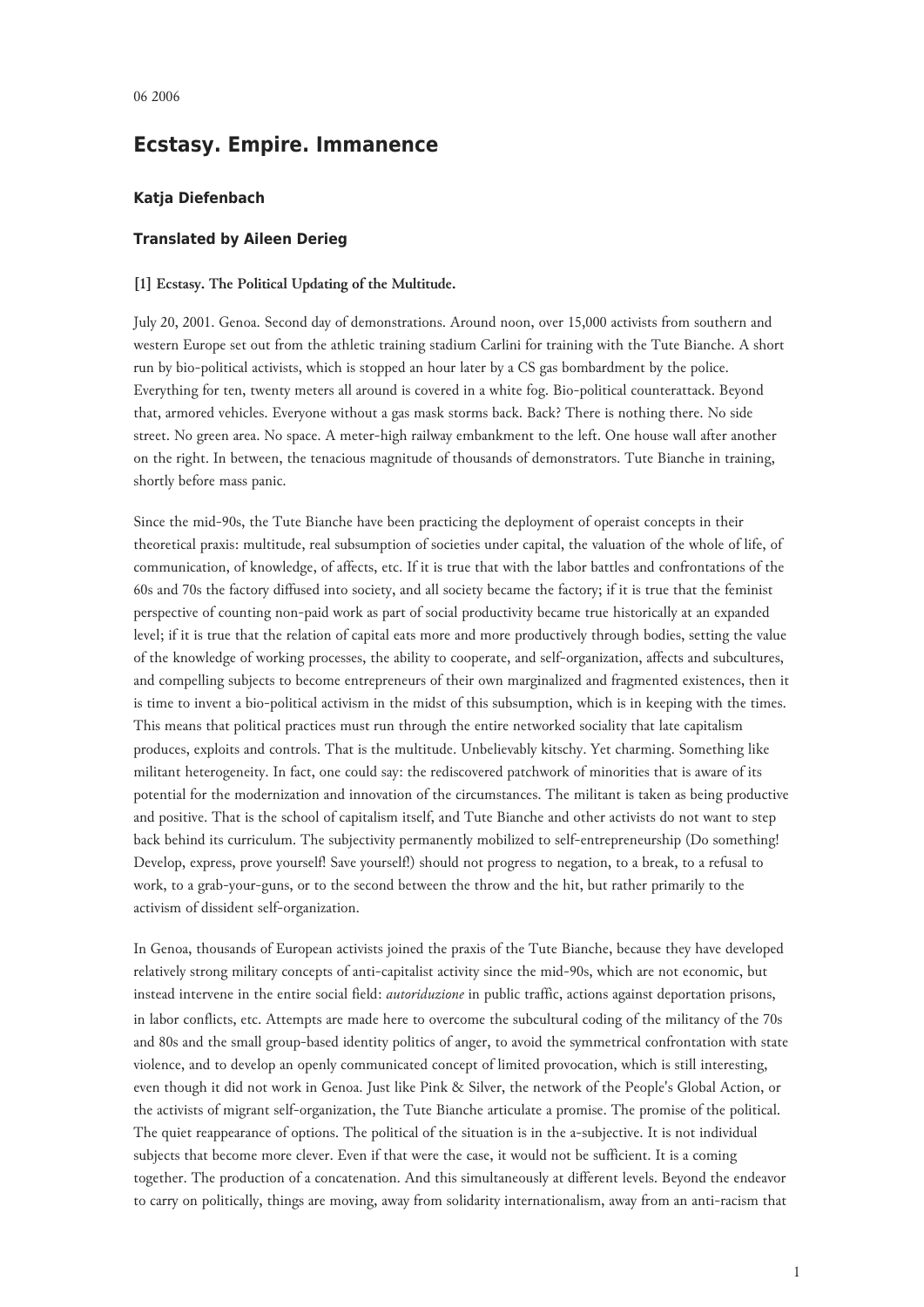06 2006

# Ecstasy. Empire. Immanence

### Katja Diefenbach

### Translated by Aileen Derieg

**[1] Ecstasy. The Political Updating of the Multitude.**

July 20, 2001. Genoa. Second day of demonstrations. Around noon, over 15,000 activists from southern and western Europe set out from the athletic training stadium Carlini for training with the Tute Bianche. A short run by bio-political activists, which is stopped an hour later by a CS gas bombardment by the police. Everything for ten, twenty meters all around is covered in a white fog. Bio-political counterattack. Beyond that, armored vehicles. Everyone without a gas mask storms back. Back? There is nothing there. No side street. No green area. No space. A meter-high railway embankment to the left. One house wall after another on the right. In between, the tenacious magnitude of thousands of demonstrators. Tute Bianche in training, shortly before mass panic.

Since the mid-90s, the Tute Bianche have been practicing the deployment of operaist concepts in their theoretical praxis: multitude, real subsumption of societies under capital, the valuation of the whole of life, of communication, of knowledge, of affects, etc. If it is true that with the labor battles and confrontations of the 60s and 70s the factory diffused into society, and all society became the factory; if it is true that the feminist perspective of counting non-paid work as part of social productivity became true historically at an expanded level; if it is true that the relation of capital eats more and more productively through bodies, setting the value of the knowledge of working processes, the ability to cooperate, and self-organization, affects and subcultures, and compelling subjects to become entrepreneurs of their own marginalized and fragmented existences, then it is time to invent a bio-political activism in the midst of this subsumption, which is in keeping with the times. This means that political practices must run through the entire networked sociality that late capitalism produces, exploits and controls. That is the multitude. Unbelievably kitschy. Yet charming. Something like militant heterogeneity. In fact, one could say: the rediscovered patchwork of minorities that is aware of its potential for the modernization and innovation of the circumstances. The militant is taken as being productive and positive. That is the school of capitalism itself, and Tute Bianche and other activists do not want to step back behind its curriculum. The subjectivity permanently mobilized to self-entrepreneurship (Do something! Develop, express, prove yourself! Save yourself!) should not progress to negation, to a break, to a refusal to work, to a grab-your-guns, or to the second between the throw and the hit, but rather primarily to the activism of dissident self-organization.

In Genoa, thousands of European activists joined the praxis of the Tute Bianche, because they have developed relatively strong military concepts of anti-capitalist activity since the mid-90s, which are not economic, but instead intervene in the entire social field: *autoriduzione* in public traffic, actions against deportation prisons, in labor conflicts, etc. Attempts are made here to overcome the subcultural coding of the militancy of the 70s and 80s and the small group-based identity politics of anger, to avoid the symmetrical confrontation with state violence, and to develop an openly communicated concept of limited provocation, which is still interesting, even though it did not work in Genoa. Just like Pink & Silver, the network of the People's Global Action, or the activists of migrant self-organization, the Tute Bianche articulate a promise. The promise of the political. The quiet reappearance of options. The political of the situation is in the a-subjective. It is not individual subjects that become more clever. Even if that were the case, it would not be sufficient. It is a coming together. The production of a concatenation. And this simultaneously at different levels. Beyond the endeavor to carry on politically, things are moving, away from solidarity internationalism, away from an anti-racism that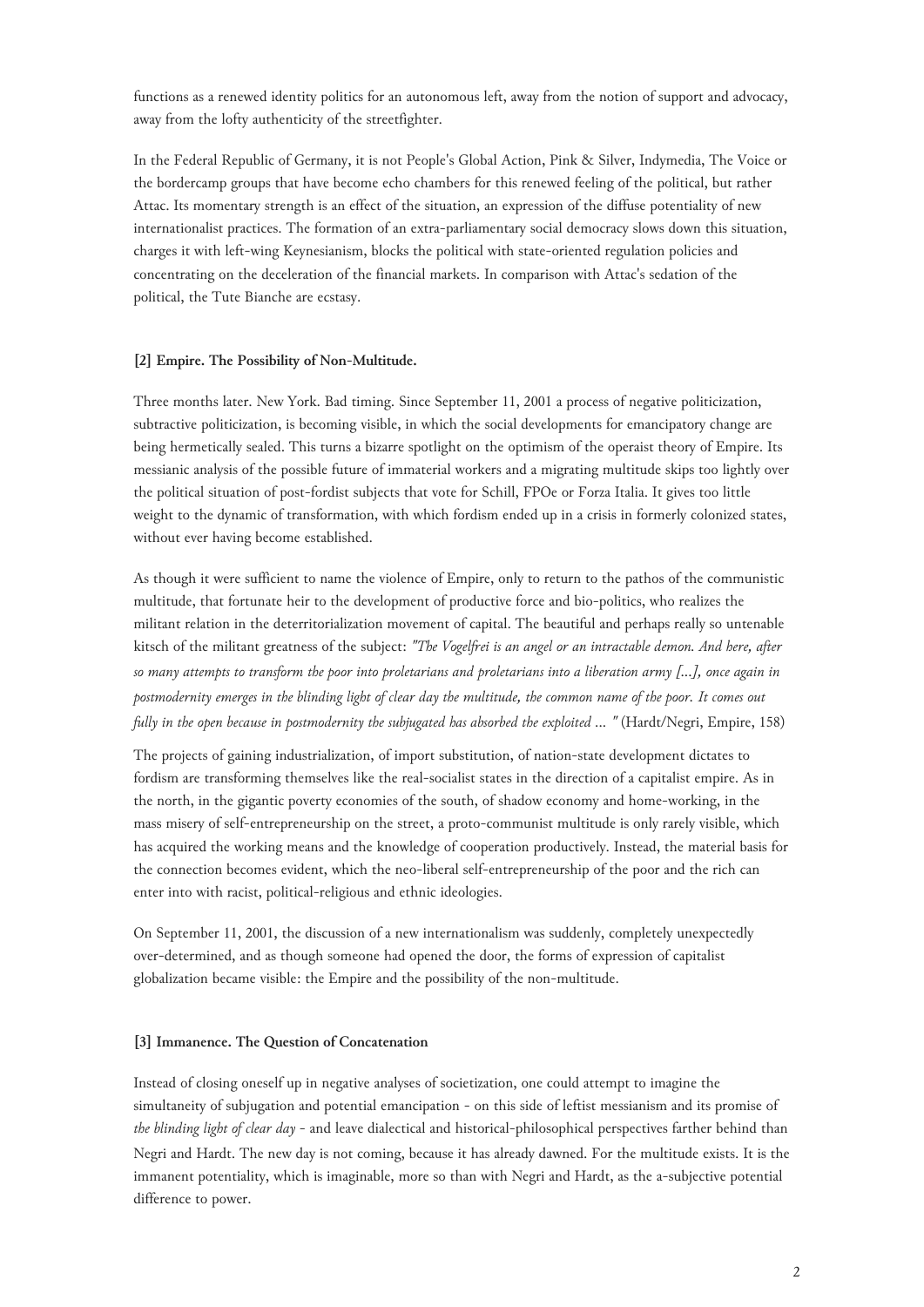functions as a renewed identity politics for an autonomous left, away from the notion of support and advocacy, away from the lofty authenticity of the streetfighter.

In the Federal Republic of Germany, it is not People's Global Action, Pink & Silver, Indymedia, The Voice or the bordercamp groups that have become echo chambers for this renewed feeling of the political, but rather Attac. Its momentary strength is an effect of the situation, an expression of the diffuse potentiality of new internationalist practices. The formation of an extra-parliamentary social democracy slows down this situation, charges it with left-wing Keynesianism, blocks the political with state-oriented regulation policies and concentrating on the deceleration of the financial markets. In comparison with Attac's sedation of the political, the Tute Bianche are ecstasy.

### [2] Empire. The Possibility of Non-Multitude.

Three months later. New York. Bad timing. Since September 11, 2001 a process of negative politicization, subtractive politicization, is becoming visible, in which the social developments for emancipatory change are being hermetically sealed. This turns a bizarre spotlight on the optimism of the operaist theory of Empire. Its messianic analysis of the possible future of immaterial workers and a migrating multitude skips too lightly over the political situation of post-fordist subjects that vote for Schill, FPOe or Forza Italia. It gives too little weight to the dynamic of transformation, with which fordism ended up in a crisis in formerly colonized states, without ever having become established.

As though it were sufficient to name the violence of Empire, only to return to the pathos of the communistic multitude, that fortunate heir to the development of productive force and bio-politics, who realizes the militant relation in the deterritorialization movement of capital. The beautiful and perhaps really so untenable kitsch of the militant greatness of the subject: *"The Vogelfrei is an angel or an intractable demon. And here, after so many attempts to transform the poor into proletarians and proletarians into a liberation army [...], once again in postmodernity emerges in the blinding light of clear day the multitude, the common name of the poor. It comes out fully in the open because in postmodernity the subjugated has absorbed the exploited ... "* (Hardt/Negri, Empire, 158)

The projects of gaining industrialization, of import substitution, of nation-state development dictates to fordism are transforming themselves like the real-socialist states in the direction of a capitalist empire. As in the north, in the gigantic poverty economies of the south, of shadow economy and home-working, in the mass misery of self-entrepreneurship on the street, a proto-communist multitude is only rarely visible, which has acquired the working means and the knowledge of cooperation productively. Instead, the material basis for the connection becomes evident, which the neo-liberal self-entrepreneurship of the poor and the rich can enter into with racist, political-religious and ethnic ideologies.

On September 11, 2001, the discussion of a new internationalism was suddenly, completely unexpectedly over-determined, and as though someone had opened the door, the forms of expression of capitalist globalization became visible: the Empire and the possibility of the non-multitude.

### [3] Immanence. The Question of Concatenation

Instead of closing oneself up in negative analyses of societization, one could attempt to imagine the simultaneity of subjugation and potential emancipation - on this side of leftist messianism and its promise of *the blinding light of clear day* - and leave dialectical and historical-philosophical perspectives farther behind than Negri and Hardt. The new day is not coming, because it has already dawned. For the multitude exists. It is the immanent potentiality, which is imaginable, more so than with Negri and Hardt, as the a-subjective potential difference to power.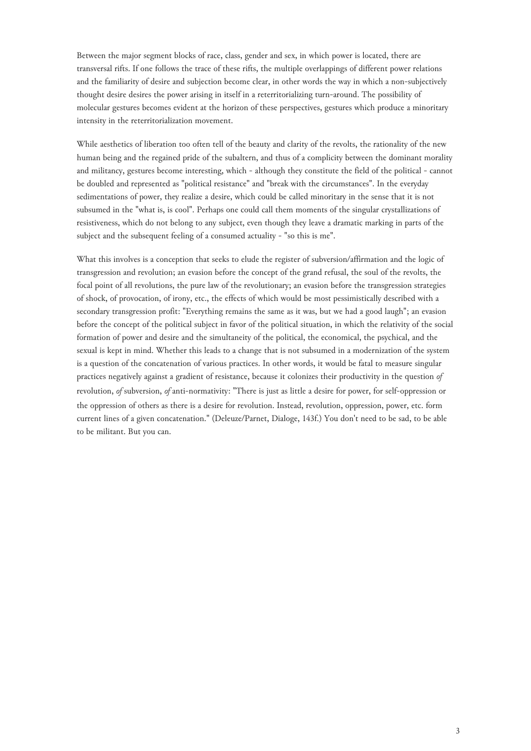Between the major segment blocks of race, class, gender and sex, in which power is located, there are transversal rifts. If one follows the trace of these rifts, the multiple overlappings of different power relations and the familiarity of desire and subjection become clear, in other words the way in which a non-subjectively thought desire desires the power arising in itself in a reterritorializing turn-around. The possibility of molecular gestures becomes evident at the horizon of these perspectives, gestures which produce a minoritary intensity in the reterritorialization movement.

While aesthetics of liberation too often tell of the beauty and clarity of the revolts, the rationality of the new human being and the regained pride of the subaltern, and thus of a complicity between the dominant morality and militancy, gestures become interesting, which - although they constitute the field of the political - cannot be doubled and represented as "political resistance" and "break with the circumstances". In the everyday sedimentations of power, they realize a desire, which could be called minoritary in the sense that it is not subsumed in the "what is, is cool". Perhaps one could call them moments of the singular crystallizations of resistiveness, which do not belong to any subject, even though they leave a dramatic marking in parts of the subject and the subsequent feeling of a consumed actuality - "so this is me".

What this involves is a conception that seeks to elude the register of subversion/affirmation and the logic of transgression and revolution; an evasion before the concept of the grand refusal, the soul of the revolts, the focal point of all revolutions, the pure law of the revolutionary; an evasion before the transgression strategies of shock, of provocation, of irony, etc., the effects of which would be most pessimistically described with a secondary transgression profit: "Everything remains the same as it was, but we had a good laugh"; an evasion before the concept of the political subject in favor of the political situation, in which the relativity of the social formation of power and desire and the simultaneity of the political, the economical, the psychical, and the sexual is kept in mind. Whether this leads to a change that is not subsumed in a modernization of the system is a question of the concatenation of various practices. In other words, it would be fatal to measure singular practices negatively against a gradient of resistance, because it colonizes their productivity in the question *of* revolution, *of* subversion, *of* anti-normativity: "There is just as little a desire for power, for self-oppression or the oppression of others as there is a desire for revolution. Instead, revolution, oppression, power, etc. form current lines of a given concatenation." (Deleuze/Parnet, Dialoge, 143f.) You don't need to be sad, to be able to be militant. But you can.